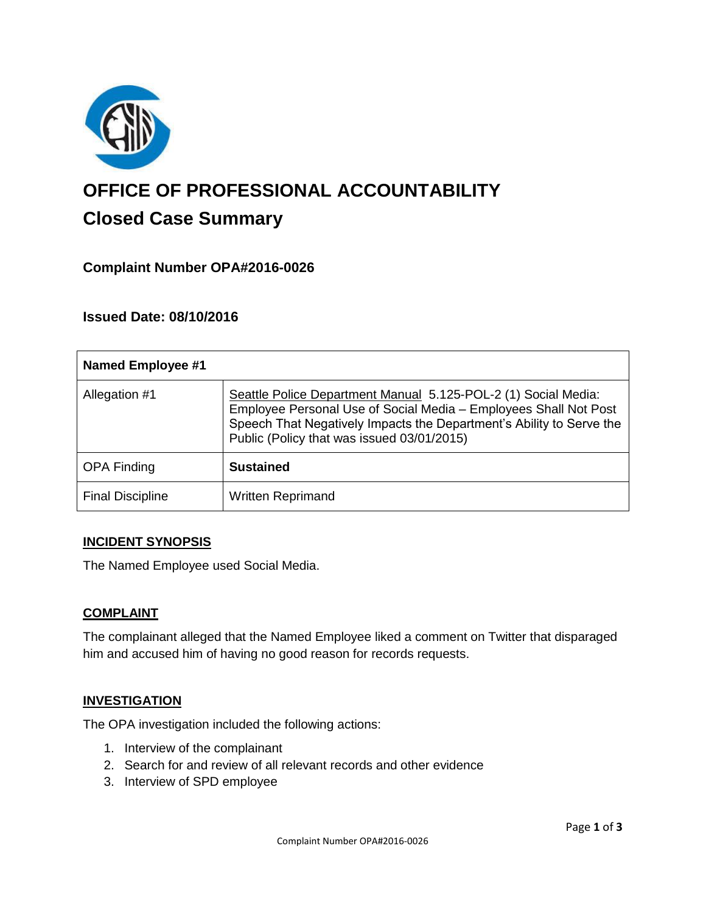# OFFICE OF PROFESSIONAL ACCOUNTABILITY

## Closed Case Summary

### Complaint Number OPA#2016-0026

### Issued Date: 08/10/2016

| Named Employee #1 | |
|---|---|
| Allegation #1 | Seattle Police Department Manual 5.125-POL-2 (1) Social Media: Employee Personal Use of Social Media – Employees Shall Not Post Speech That Negatively Impacts the Department's Ability to Serve the Public (Policy that was issued 03/01/2015) |
| OPA Finding | **Sustained** |
| Final Discipline | Written Reprimand |

**INCIDENT SYNOPSIS**

The Named Employee used Social Media.

**COMPLAINT**

The complainant alleged that the Named Employee liked a comment on Twitter that disparaged him and accused him of having no good reason for records requests.

**INVESTIGATION**

The OPA investigation included the following actions:

1. Interview of the complainant
2. Search for and review of all relevant records and other evidence
3. Interview of SPD employee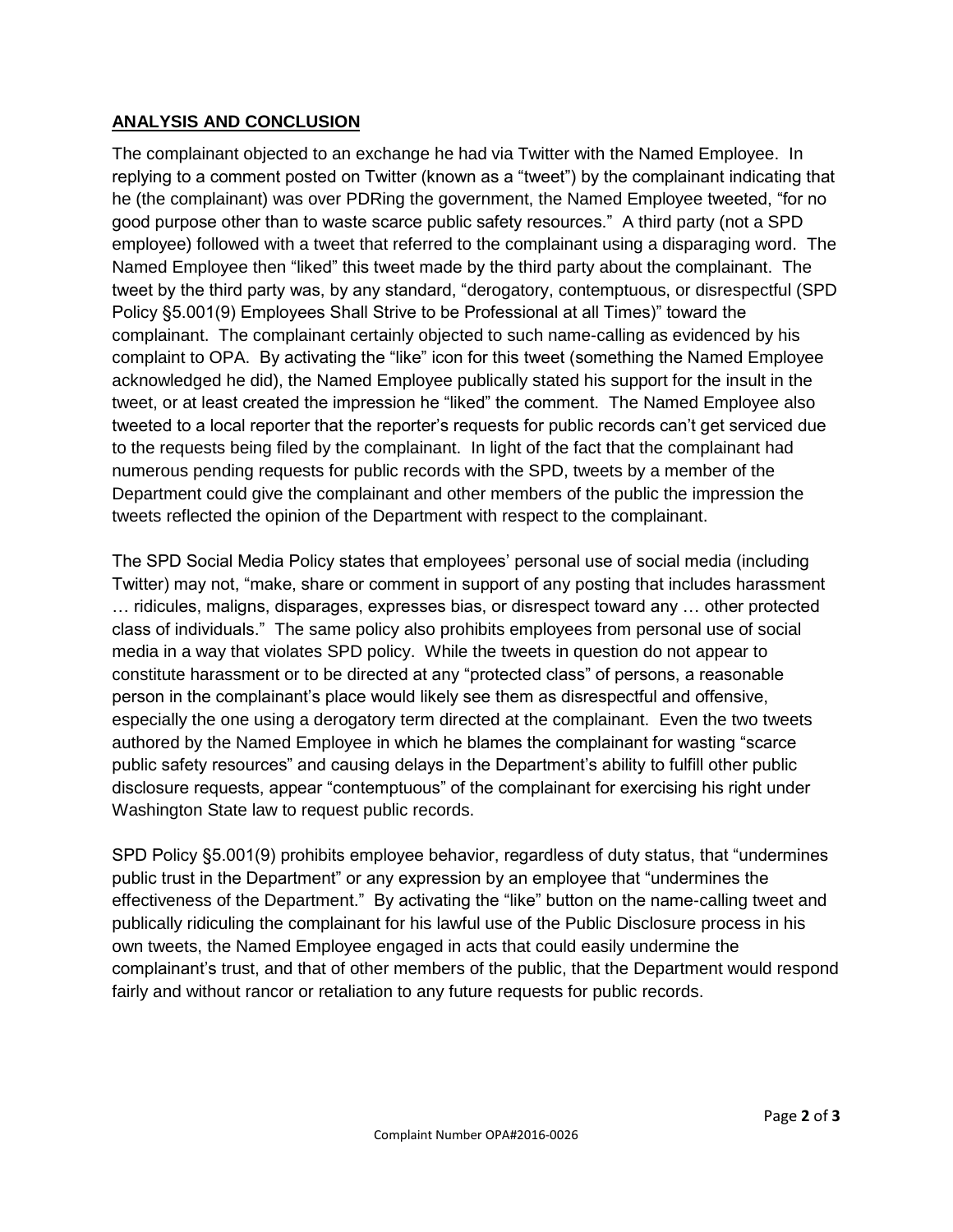## ANALYSIS AND CONCLUSION

The complainant objected to an exchange he had via Twitter with the Named Employee. In replying to a comment posted on Twitter (known as a "tweet") by the complainant indicating that he (the complainant) was over PDRing the government, the Named Employee tweeted, "for no good purpose other than to waste scarce public safety resources." A third party (not a SPD employee) followed with a tweet that referred to the complainant using a disparaging word. The Named Employee then "liked" this tweet made by the third party about the complainant. The tweet by the third party was, by any standard, "derogatory, contemptuous, or disrespectful (SPD Policy §5.001(9) Employees Shall Strive to be Professional at all Times)" toward the complainant. The complainant certainly objected to such name-calling as evidenced by his complaint to OPA. By activating the "like" icon for this tweet (something the Named Employee acknowledged he did), the Named Employee publically stated his support for the insult in the tweet, or at least created the impression he "liked" the comment. The Named Employee also tweeted to a local reporter that the reporter's requests for public records can't get serviced due to the requests being filed by the complainant. In light of the fact that the complainant had numerous pending requests for public records with the SPD, tweets by a member of the Department could give the complainant and other members of the public the impression the tweets reflected the opinion of the Department with respect to the complainant.

The SPD Social Media Policy states that employees' personal use of social media (including Twitter) may not, "make, share or comment in support of any posting that includes harassment … ridicules, maligns, disparages, expresses bias, or disrespect toward any … other protected class of individuals." The same policy also prohibits employees from personal use of social media in a way that violates SPD policy. While the tweets in question do not appear to constitute harassment or to be directed at any "protected class" of persons, a reasonable person in the complainant's place would likely see them as disrespectful and offensive, especially the one using a derogatory term directed at the complainant. Even the two tweets authored by the Named Employee in which he blames the complainant for wasting "scarce public safety resources" and causing delays in the Department's ability to fulfill other public disclosure requests, appear "contemptuous" of the complainant for exercising his right under Washington State law to request public records.

SPD Policy §5.001(9) prohibits employee behavior, regardless of duty status, that "undermines public trust in the Department" or any expression by an employee that "undermines the effectiveness of the Department." By activating the "like" button on the name-calling tweet and publically ridiculing the complainant for his lawful use of the Public Disclosure process in his own tweets, the Named Employee engaged in acts that could easily undermine the complainant's trust, and that of other members of the public, that the Department would respond fairly and without rancor or retaliation to any future requests for public records.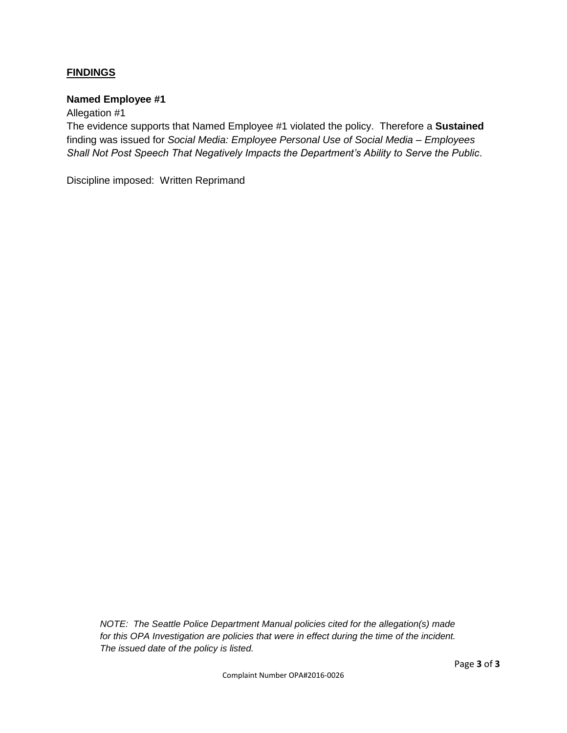## FINDINGS

**Named Employee #1**

Allegation #1

The evidence supports that Named Employee #1 violated the policy. Therefore a **Sustained** finding was issued for *Social Media: Employee Personal Use of Social Media – Employees Shall Not Post Speech That Negatively Impacts the Department's Ability to Serve the Public*.

Discipline imposed: Written Reprimand

*NOTE: The Seattle Police Department Manual policies cited for the allegation(s) made for this OPA Investigation are policies that were in effect during the time of the incident. The issued date of the policy is listed.*